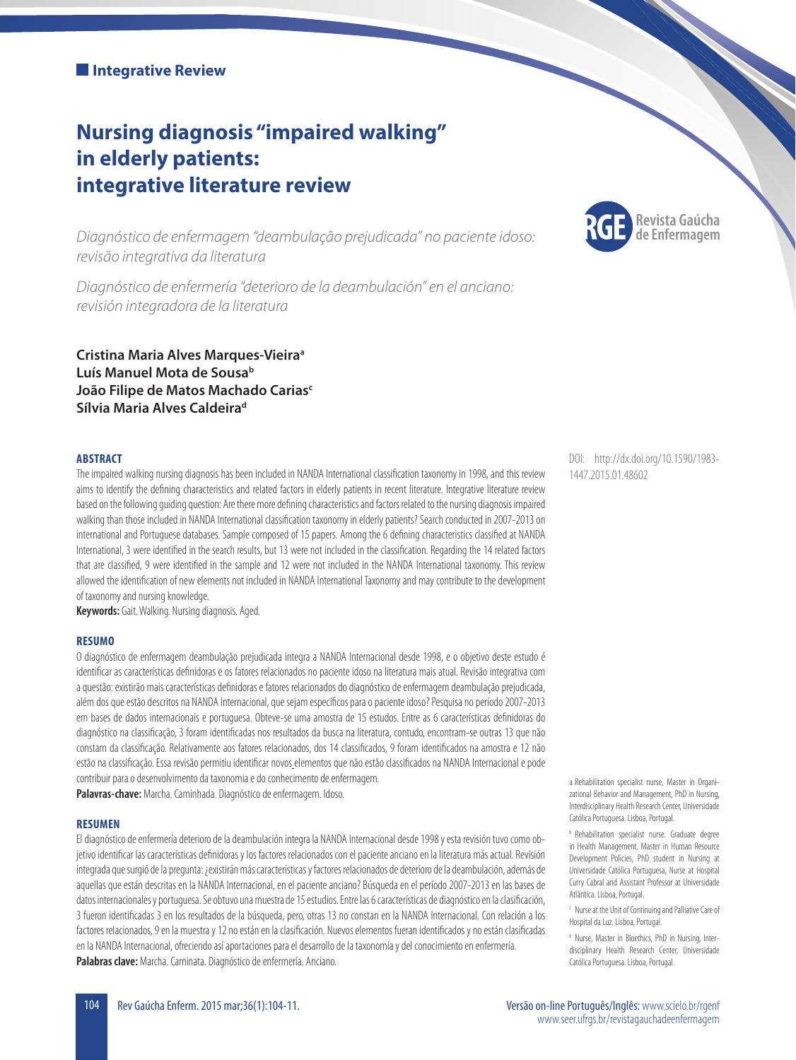**Integrative Review**

# Nursing diagnosis "impaired walking" in elderly patients: integrative literature review

*Diagnóstico de enfermagem "deambulação prejudicada" no paciente idoso: revisão integrativa da literatura*

*Diagnóstico de enfermería "deterioro de la deambulación" en el anciano: revisión integradora de la literatura*

**Cristina Maria Alves Marques-Vieira[a]**
**Luís Manuel Mota de Sousa[b]**
**João Filipe de Matos Machado Carias[c]**
**Sílvia Maria Alves Caldeira[d]**

DOI: http://dx.doi.org/10.1590/1983-1447.2015.01.48602

#### ABSTRACT

The impaired walking nursing diagnosis has been included in NANDA International classification taxonomy in 1998, and this review aims to identify the defining characteristics and related factors in elderly patients in recent literature. Integrative literature review based on the following guiding question: Are there more defining characteristics and factors related to the nursing diagnosis impaired walking than those included in NANDA International classification taxonomy in elderly patients? Search conducted in 2007-2013 on international and Portuguese databases. Sample composed of 15 papers. Among the 6 defining characteristics classified at NANDA International, 3 were identified in the search results, but 13 were not included in the classification. Regarding the 14 related factors that are classified, 9 were identified in the sample and 12 were not included in the NANDA International taxonomy. This review allowed the identification of new elements not included in NANDA International Taxonomy and may contribute to the development of taxonomy and nursing knowledge.

**Keywords:** Gait. Walking. Nursing diagnosis. Aged.

#### RESUMO

O diagnóstico de enfermagem deambulação prejudicada integra a NANDA Internacional desde 1998, e o objetivo deste estudo é identificar as características definidoras e os fatores relacionados no paciente idoso na literatura mais atual. Revisão integrativa com a questão: existirão mais características definidoras e fatores relacionados do diagnóstico de enfermagem deambulação prejudicada, além dos que estão descritos na NANDA Internacional, que sejam específicos para o paciente idoso? Pesquisa no período 2007-2013 em bases de dados internacionais e portuguesa. Obteve-se uma amostra de 15 estudos. Entre as 6 características definidoras do diagnóstico na classificação, 3 foram identificadas nos resultados da busca na literatura, contudo, encontram-se outras 13 que não constam da classificação. Relativamente aos fatores relacionados, dos 14 classificados, 9 foram identificados na amostra e 12 não estão na classificação. Essa revisão permitiu identificar novos elementos que não estão classificados na NANDA Internacional e pode contribuir para o desenvolvimento da taxonomia e do conhecimento de enfermagem.

**Palavras-chave:** Marcha. Caminhada. Diagnóstico de enfermagem. Idoso.

#### RESUMEN

El diagnóstico de enfermería deterioro de la deambulación integra la NANDA Internacional desde 1998 y esta revisión tuvo como objetivo identificar las características definidoras y los factores relacionados con el paciente anciano en la literatura más actual. Revisión integrada que surgió de la pregunta: ¿existirán más características y factores relacionados de deterioro de la deambulación, además de aquellas que están descritas en la NANDA Internacional, en el paciente anciano? Búsqueda en el período 2007-2013 en las bases de datos internacionales y portuguesa. Se obtuvo una muestra de 15 estudios. Entre las 6 características de diagnóstico en la clasificación, 3 fueron identificadas en los resultados de la búsqueda, pero, otras 13 no constan en la NANDA Internacional. Con relación a los factores relacionados, 9 en la muestra y 12 no están en la clasificación. Nuevos elementos fueran identificados y no están clasificadas en la NANDA Internacional, ofreciendo así aportaciones para el desarrollo de la taxonomía y del conocimiento en enfermería.

**Palabras clave:** Marcha. Caminata. Diagnóstico de enfermería. Anciano.

[a] Rehabilitation specialist nurse, Master in Organizational Behavior and Management, PhD in Nursing, Interdisciplinary Health Research Center, Universidade Católica Portuguesa. Lisboa, Portugal.

[b] Rehabilitation specialist nurse. Graduate degree in Health Management. Master in Human Resource Development Policies, PhD student in Nursing at Universidade Católica Portuguesa, Nurse at Hospital Curry Cabral and Assistant Professor at Universidade Atlântica. Lisboa, Portugal.

[c] Nurse at the Unit of Continuing and Palliative Care of Hospital da Luz. Lisboa, Portugal.

[d] Nurse, Master in Bioethics, PhD in Nursing, Interdisciplinary Health Research Center, Universidade Católica Portuguesa. Lisboa, Portugal.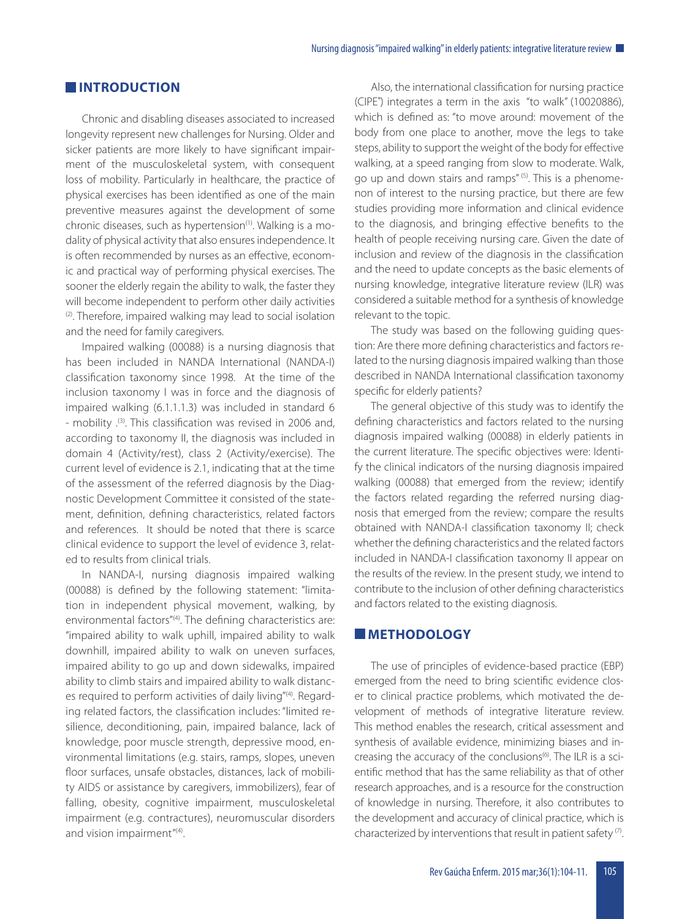## INTRODUCTION

Chronic and disabling diseases associated to increased longevity represent new challenges for Nursing. Older and sicker patients are more likely to have significant impairment of the musculoskeletal system, with consequent loss of mobility. Particularly in healthcare, the practice of physical exercises has been identified as one of the main preventive measures against the development of some chronic diseases, such as hypertension[1]. Walking is a modality of physical activity that also ensures independence. It is often recommended by nurses as an effective, economic and practical way of performing physical exercises. The sooner the elderly regain the ability to walk, the faster they will become independent to perform other daily activities [2]. Therefore, impaired walking may lead to social isolation and the need for family caregivers.

Impaired walking (00088) is a nursing diagnosis that has been included in NANDA International (NANDA-I) classification taxonomy since 1998. At the time of the inclusion taxonomy I was in force and the diagnosis of impaired walking (6.1.1.1.3) was included in standard 6 - mobility .[3]. This classification was revised in 2006 and, according to taxonomy II, the diagnosis was included in domain 4 (Activity/rest), class 2 (Activity/exercise). The current level of evidence is 2.1, indicating that at the time of the assessment of the referred diagnosis by the Diagnostic Development Committee it consisted of the statement, definition, defining characteristics, related factors and references. It should be noted that there is scarce clinical evidence to support the level of evidence 3, related to results from clinical trials.

In NANDA-I, nursing diagnosis impaired walking (00088) is defined by the following statement: "limitation in independent physical movement, walking, by environmental factors"[4]. The defining characteristics are: "impaired ability to walk uphill, impaired ability to walk downhill, impaired ability to walk on uneven surfaces, impaired ability to go up and down sidewalks, impaired ability to climb stairs and impaired ability to walk distances required to perform activities of daily living"[4]. Regarding related factors, the classification includes: "limited resilience, deconditioning, pain, impaired balance, lack of knowledge, poor muscle strength, depressive mood, environmental limitations (e.g. stairs, ramps, slopes, uneven floor surfaces, unsafe obstacles, distances, lack of mobility AIDS or assistance by caregivers, immobilizers), fear of falling, obesity, cognitive impairment, musculoskeletal impairment (e.g. contractures), neuromuscular disorders and vision impairment"[4].

Also, the international classification for nursing practice (CIPE®) integrates a term in the axis "to walk" (10020886), which is defined as: "to move around: movement of the body from one place to another, move the legs to take steps, ability to support the weight of the body for effective walking, at a speed ranging from slow to moderate. Walk, go up and down stairs and ramps" [5]. This is a phenomenon of interest to the nursing practice, but there are few studies providing more information and clinical evidence to the diagnosis, and bringing effective benefits to the health of people receiving nursing care. Given the date of inclusion and review of the diagnosis in the classification and the need to update concepts as the basic elements of nursing knowledge, integrative literature review (ILR) was considered a suitable method for a synthesis of knowledge relevant to the topic.

The study was based on the following guiding question: Are there more defining characteristics and factors related to the nursing diagnosis impaired walking than those described in NANDA International classification taxonomy specific for elderly patients?

The general objective of this study was to identify the defining characteristics and factors related to the nursing diagnosis impaired walking (00088) in elderly patients in the current literature. The specific objectives were: Identify the clinical indicators of the nursing diagnosis impaired walking (00088) that emerged from the review; identify the factors related regarding the referred nursing diagnosis that emerged from the review; compare the results obtained with NANDA-I classification taxonomy II; check whether the defining characteristics and the related factors included in NANDA-I classification taxonomy II appear on the results of the review. In the present study, we intend to contribute to the inclusion of other defining characteristics and factors related to the existing diagnosis.

## METHODOLOGY

The use of principles of evidence-based practice (EBP) emerged from the need to bring scientific evidence closer to clinical practice problems, which motivated the development of methods of integrative literature review. This method enables the research, critical assessment and synthesis of available evidence, minimizing biases and increasing the accuracy of the conclusions[6]. The ILR is a scientific method that has the same reliability as that of other research approaches, and is a resource for the construction of knowledge in nursing. Therefore, it also contributes to the development and accuracy of clinical practice, which is characterized by interventions that result in patient safety [7].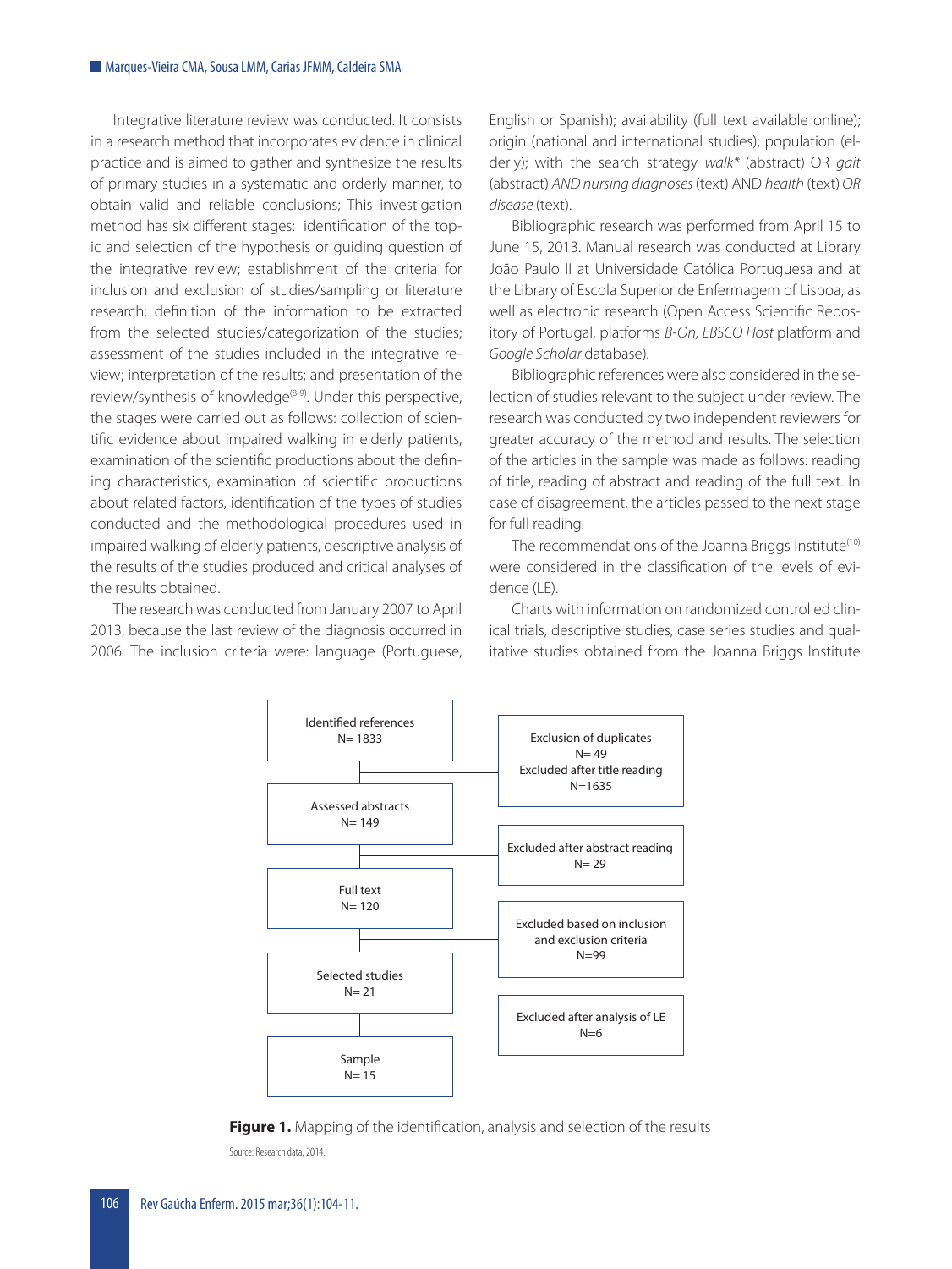Integrative literature review was conducted. It consists in a research method that incorporates evidence in clinical practice and is aimed to gather and synthesize the results of primary studies in a systematic and orderly manner, to obtain valid and reliable conclusions; This investigation method has six different stages: identification of the topic and selection of the hypothesis or guiding question of the integrative review; establishment of the criteria for inclusion and exclusion of studies/sampling or literature research; definition of the information to be extracted from the selected studies/categorization of the studies; assessment of the studies included in the integrative review; interpretation of the results; and presentation of the review/synthesis of knowledge[8-9]. Under this perspective, the stages were carried out as follows: collection of scientific evidence about impaired walking in elderly patients, examination of the scientific productions about the defining characteristics, examination of scientific productions about related factors, identification of the types of studies conducted and the methodological procedures used in impaired walking of elderly patients, descriptive analysis of the results of the studies produced and critical analyses of the results obtained.

The research was conducted from January 2007 to April 2013, because the last review of the diagnosis occurred in 2006. The inclusion criteria were: language (Portuguese, English or Spanish); availability (full text available online); origin (national and international studies); population (elderly); with the search strategy *walk** (abstract) OR *gait* (abstract) *AND nursing diagnoses* (text) AND *health* (text) *OR disease* (text).

Bibliographic research was performed from April 15 to June 15, 2013. Manual research was conducted at Library João Paulo II at Universidade Católica Portuguesa and at the Library of Escola Superior de Enfermagem of Lisboa, as well as electronic research (Open Access Scientific Repository of Portugal, platforms *B-On, EBSCO Host* platform and *Google Scholar* database).

Bibliographic references were also considered in the selection of studies relevant to the subject under review. The research was conducted by two independent reviewers for greater accuracy of the method and results. The selection of the articles in the sample was made as follows: reading of title, reading of abstract and reading of the full text. In case of disagreement, the articles passed to the next stage for full reading.

The recommendations of the Joanna Briggs Institute[10] were considered in the classification of the levels of evidence (LE).

Charts with information on randomized controlled clinical trials, descriptive studies, case series studies and qualitative studies obtained from the Joanna Briggs Institute

Identified references
N= 1833

Exclusion of duplicates
N= 49
Excluded after title reading
N=1635

Assessed abstracts
N= 149

Excluded after abstract reading
N= 29

Full text
N= 120

Excluded based on inclusion and exclusion criteria
N=99

Selected studies
N= 21

Excluded after analysis of LE
N=6

Sample
N= 15

**Figure 1.** Mapping of the identification, analysis and selection of the results

Source: Research data, 2014.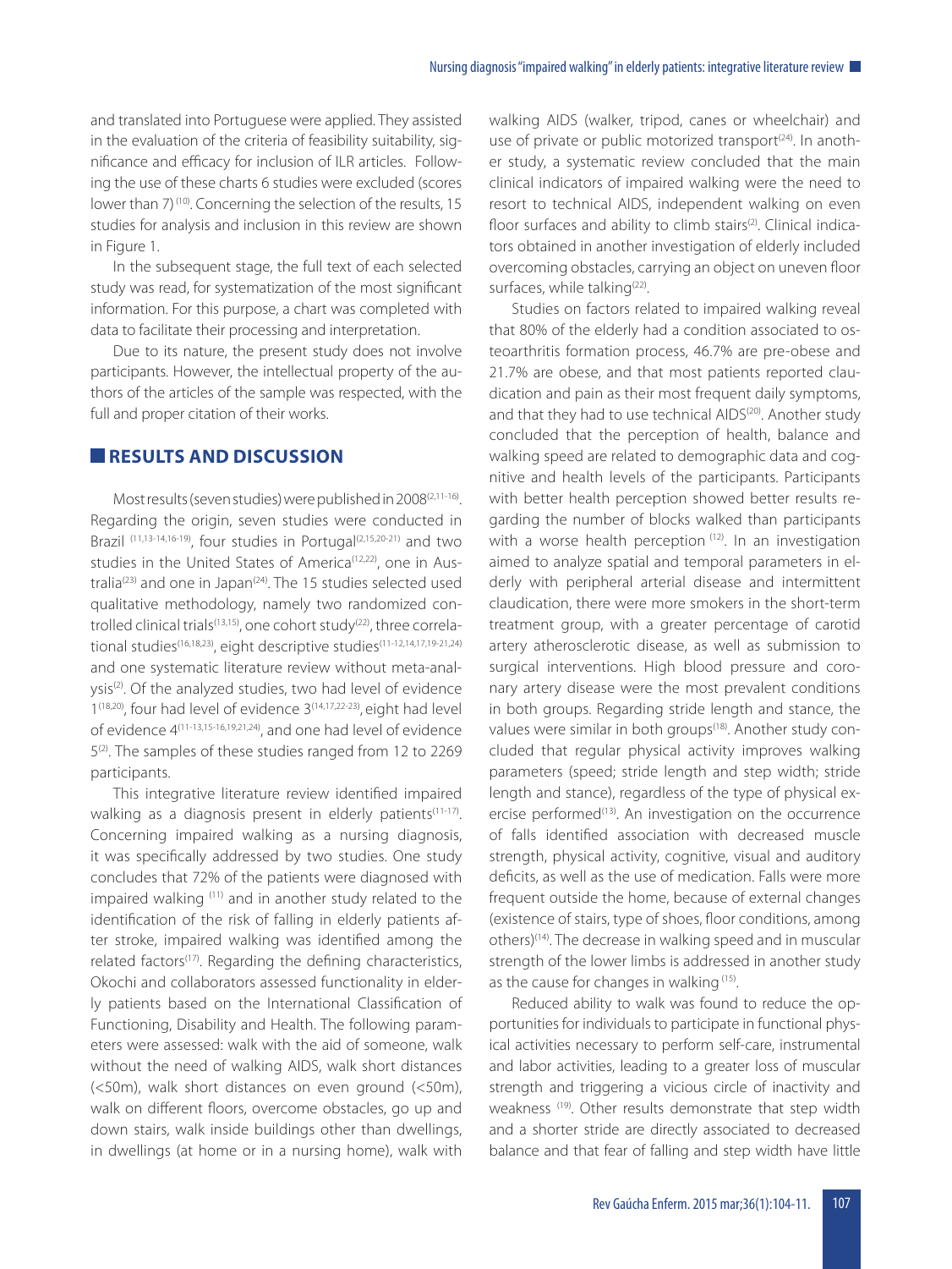and translated into Portuguese were applied. They assisted in the evaluation of the criteria of feasibility suitability, significance and efficacy for inclusion of ILR articles. Following the use of these charts 6 studies were excluded (scores lower than 7)[10]. Concerning the selection of the results, 15 studies for analysis and inclusion in this review are shown in Figure 1.

In the subsequent stage, the full text of each selected study was read, for systematization of the most significant information. For this purpose, a chart was completed with data to facilitate their processing and interpretation.

Due to its nature, the present study does not involve participants. However, the intellectual property of the authors of the articles of the sample was respected, with the full and proper citation of their works.

## RESULTS AND DISCUSSION

Most results (seven studies) were published in 2008[2,11-16]. Regarding the origin, seven studies were conducted in Brazil[11,13-14,16-19], four studies in Portugal[2,15,20-21] and two studies in the United States of America[12,22], one in Australia[23] and one in Japan[24]. The 15 studies selected used qualitative methodology, namely two randomized controlled clinical trials[13,15], one cohort study[22], three correlational studies[16,18,23], eight descriptive studies[11-12,14,17,19-21,24] and one systematic literature review without meta-analysis[2]. Of the analyzed studies, two had level of evidence 1[18,20], four had level of evidence 3[14,17,22-23], eight had level of evidence 4[11-13,15-16,19,21,24], and one had level of evidence 5[2]. The samples of these studies ranged from 12 to 2269 participants.

This integrative literature review identified impaired walking as a diagnosis present in elderly patients[11-17]. Concerning impaired walking as a nursing diagnosis, it was specifically addressed by two studies. One study concludes that 72% of the patients were diagnosed with impaired walking[11] and in another study related to the identification of the risk of falling in elderly patients after stroke, impaired walking was identified among the related factors[17]. Regarding the defining characteristics, Okochi and collaborators assessed functionality in elderly patients based on the International Classification of Functioning, Disability and Health. The following parameters were assessed: walk with the aid of someone, walk without the need of walking AIDS, walk short distances (<50m), walk short distances on even ground (<50m), walk on different floors, overcome obstacles, go up and down stairs, walk inside buildings other than dwellings, in dwellings (at home or in a nursing home), walk with walking AIDS (walker, tripod, canes or wheelchair) and use of private or public motorized transport[24]. In another study, a systematic review concluded that the main clinical indicators of impaired walking were the need to resort to technical AIDS, independent walking on even floor surfaces and ability to climb stairs[2]. Clinical indicators obtained in another investigation of elderly included overcoming obstacles, carrying an object on uneven floor surfaces, while talking[22].

Studies on factors related to impaired walking reveal that 80% of the elderly had a condition associated to osteoarthritis formation process, 46.7% are pre-obese and 21.7% are obese, and that most patients reported claudication and pain as their most frequent daily symptoms, and that they had to use technical AIDS[20]. Another study concluded that the perception of health, balance and walking speed are related to demographic data and cognitive and health levels of the participants. Participants with better health perception showed better results regarding the number of blocks walked than participants with a worse health perception[12]. In an investigation aimed to analyze spatial and temporal parameters in elderly with peripheral arterial disease and intermittent claudication, there were more smokers in the short-term treatment group, with a greater percentage of carotid artery atherosclerotic disease, as well as submission to surgical interventions. High blood pressure and coronary artery disease were the most prevalent conditions in both groups. Regarding stride length and stance, the values were similar in both groups[18]. Another study concluded that regular physical activity improves walking parameters (speed; stride length and step width; stride length and stance), regardless of the type of physical exercise performed[13]. An investigation on the occurrence of falls identified association with decreased muscle strength, physical activity, cognitive, visual and auditory deficits, as well as the use of medication. Falls were more frequent outside the home, because of external changes (existence of stairs, type of shoes, floor conditions, among others)[14]. The decrease in walking speed and in muscular strength of the lower limbs is addressed in another study as the cause for changes in walking[15].

Reduced ability to walk was found to reduce the opportunities for individuals to participate in functional physical activities necessary to perform self-care, instrumental and labor activities, leading to a greater loss of muscular strength and triggering a vicious circle of inactivity and weakness[19]. Other results demonstrate that step width and a shorter stride are directly associated to decreased balance and that fear of falling and step width have little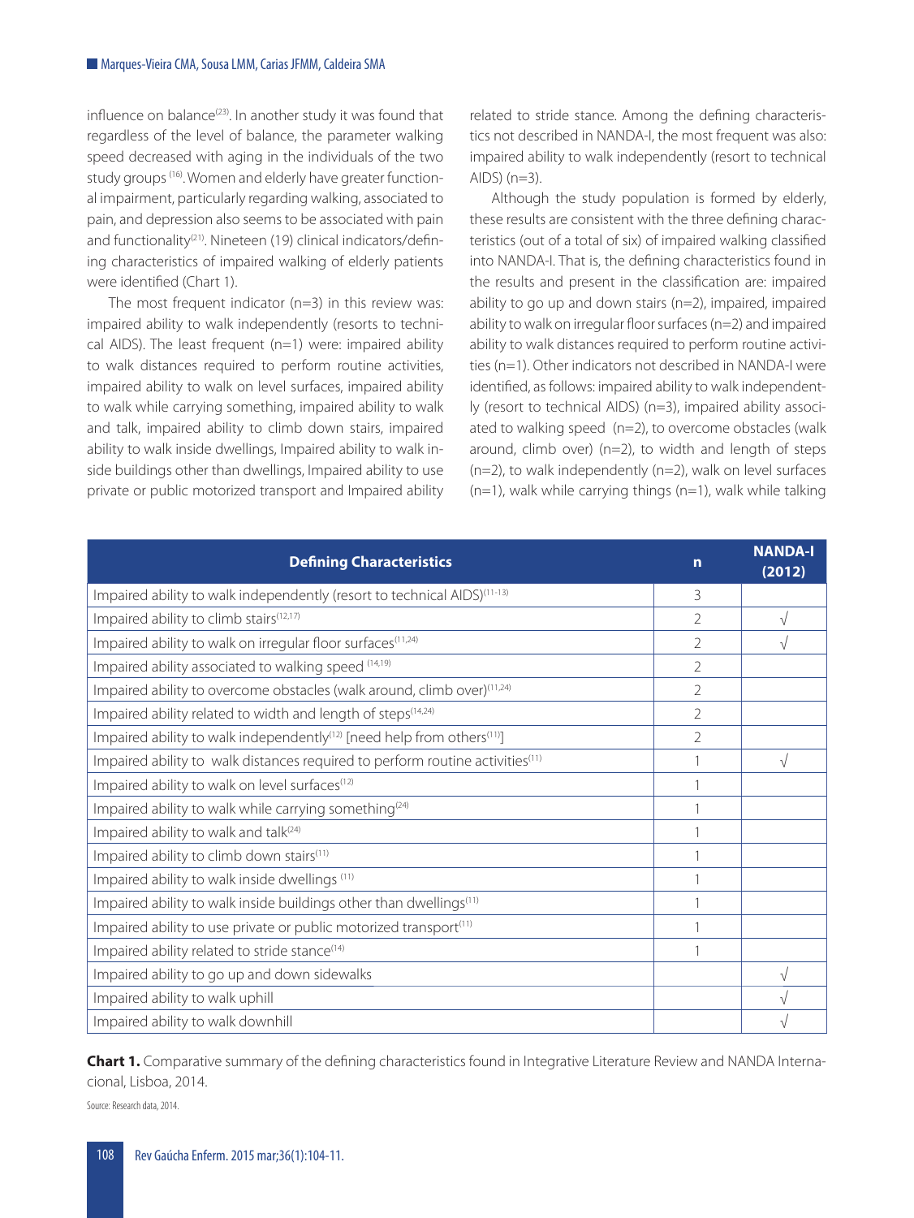influence on balance[23]. In another study it was found that regardless of the level of balance, the parameter walking speed decreased with aging in the individuals of the two study groups [16]. Women and elderly have greater functional impairment, particularly regarding walking, associated to pain, and depression also seems to be associated with pain and functionality[21]. Nineteen (19) clinical indicators/defining characteristics of impaired walking of elderly patients were identified (Chart 1).

The most frequent indicator (n=3) in this review was: impaired ability to walk independently (resorts to technical AIDS). The least frequent (n=1) were: impaired ability to walk distances required to perform routine activities, impaired ability to walk on level surfaces, impaired ability to walk while carrying something, impaired ability to walk and talk, impaired ability to climb down stairs, impaired ability to walk inside dwellings, Impaired ability to walk inside buildings other than dwellings, Impaired ability to use private or public motorized transport and Impaired ability related to stride stance. Among the defining characteristics not described in NANDA-I, the most frequent was also: impaired ability to walk independently (resort to technical AIDS) (n=3).

Although the study population is formed by elderly, these results are consistent with the three defining characteristics (out of a total of six) of impaired walking classified into NANDA-I. That is, the defining characteristics found in the results and present in the classification are: impaired ability to go up and down stairs (n=2), impaired, impaired ability to walk on irregular floor surfaces (n=2) and impaired ability to walk distances required to perform routine activities (n=1). Other indicators not described in NANDA-I were identified, as follows: impaired ability to walk independently (resort to technical AIDS) (n=3), impaired ability associated to walking speed (n=2), to overcome obstacles (walk around, climb over) (n=2), to width and length of steps (n=2), to walk independently (n=2), walk on level surfaces (n=1), walk while carrying things (n=1), walk while talking

| Defining Characteristics | n | NANDA-I (2012) |
|---|---|---|
| Impaired ability to walk independently (resort to technical AIDS)[11-13] | 3 | |
| Impaired ability to climb stairs[12,17] | 2 | √ |
| Impaired ability to walk on irregular floor surfaces[11,24] | 2 | √ |
| Impaired ability associated to walking speed [14,19] | 2 | |
| Impaired ability to overcome obstacles (walk around, climb over)[11,24] | 2 | |
| Impaired ability related to width and length of steps[14,24] | 2 | |
| Impaired ability to walk independently[12] [need help from others[11]] | 2 | |
| Impaired ability to walk distances required to perform routine activities[11] | 1 | √ |
| Impaired ability to walk on level surfaces[12] | 1 | |
| Impaired ability to walk while carrying something[24] | 1 | |
| Impaired ability to walk and talk[24] | 1 | |
| Impaired ability to climb down stairs[11] | 1 | |
| Impaired ability to walk inside dwellings [11] | 1 | |
| Impaired ability to walk inside buildings other than dwellings[11] | 1 | |
| Impaired ability to use private or public motorized transport[11] | 1 | |
| Impaired ability related to stride stance[14] | 1 | |
| Impaired ability to go up and down sidewalks | | √ |
| Impaired ability to walk uphill | | √ |
| Impaired ability to walk downhill | | √ |

**Chart 1.** Comparative summary of the defining characteristics found in Integrative Literature Review and NANDA Internacional, Lisboa, 2014.

Source: Research data, 2014.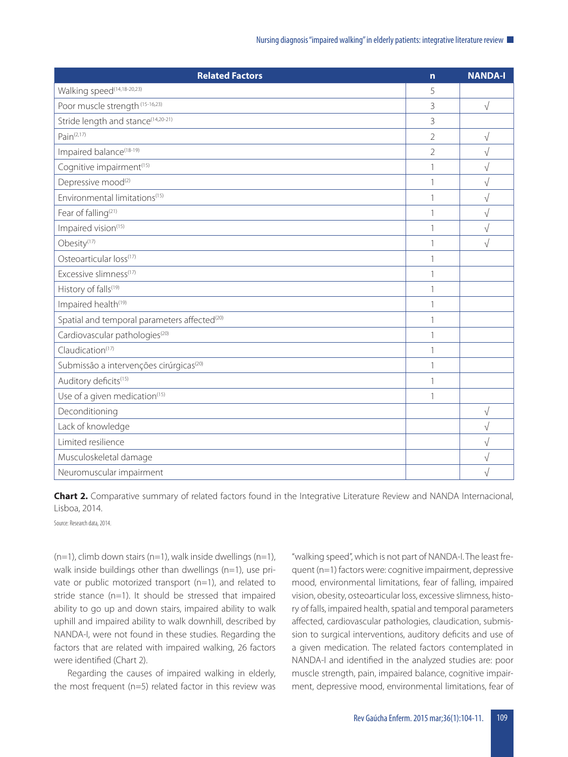| Related Factors | n | NANDA-I |
|---|---|---|
| Walking speed[14,18-20,23] | 5 | |
| Poor muscle strength [15-16,23] | 3 | √ |
| Stride length and stance[14,20-21] | 3 | |
| Pain[2,17] | 2 | √ |
| Impaired balance[18-19] | 2 | √ |
| Cognitive impairment[15] | 1 | √ |
| Depressive mood[2] | 1 | √ |
| Environmental limitations[15] | 1 | √ |
| Fear of falling[21] | 1 | √ |
| Impaired vision[15] | 1 | √ |
| Obesity[17] | 1 | √ |
| Osteoarticular loss[17] | 1 | |
| Excessive slimness[17] | 1 | |
| History of falls[19] | 1 | |
| Impaired health[19] | 1 | |
| Spatial and temporal parameters affected[20] | 1 | |
| Cardiovascular pathologies[20] | 1 | |
| Claudication[17] | 1 | |
| Submissão a intervenções cirúrgicas[20] | 1 | |
| Auditory deficits[15] | 1 | |
| Use of a given medication[15] | 1 | |
| Deconditioning | | √ |
| Lack of knowledge | | √ |
| Limited resilience | | √ |
| Musculoskeletal damage | | √ |
| Neuromuscular impairment | | √ |

**Chart 2.** Comparative summary of related factors found in the Integrative Literature Review and NANDA Internacional, Lisboa, 2014.

Source: Research data, 2014.

(n=1), climb down stairs (n=1), walk inside dwellings (n=1), walk inside buildings other than dwellings (n=1), use private or public motorized transport (n=1), and related to stride stance (n=1). It should be stressed that impaired ability to go up and down stairs, impaired ability to walk uphill and impaired ability to walk downhill, described by NANDA-I, were not found in these studies. Regarding the factors that are related with impaired walking, 26 factors were identified (Chart 2).

Regarding the causes of impaired walking in elderly, the most frequent (n=5) related factor in this review was "walking speed", which is not part of NANDA-I. The least frequent (n=1) factors were: cognitive impairment, depressive mood, environmental limitations, fear of falling, impaired vision, obesity, osteoarticular loss, excessive slimness, history of falls, impaired health, spatial and temporal parameters affected, cardiovascular pathologies, claudication, submission to surgical interventions, auditory deficits and use of a given medication. The related factors contemplated in NANDA-I and identified in the analyzed studies are: poor muscle strength, pain, impaired balance, cognitive impairment, depressive mood, environmental limitations, fear of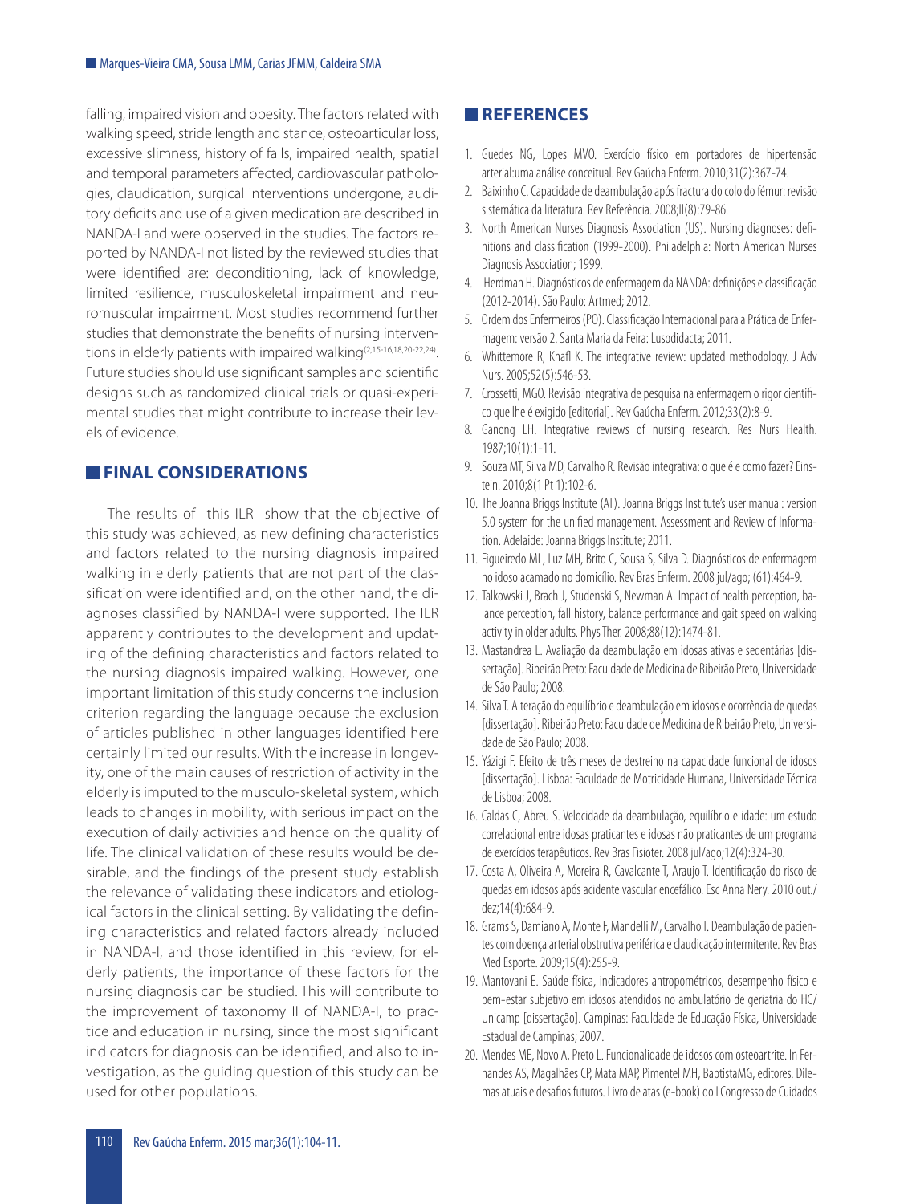falling, impaired vision and obesity. The factors related with walking speed, stride length and stance, osteoarticular loss, excessive slimness, history of falls, impaired health, spatial and temporal parameters affected, cardiovascular pathologies, claudication, surgical interventions undergone, auditory deficits and use of a given medication are described in NANDA-I and were observed in the studies. The factors reported by NANDA-I not listed by the reviewed studies that were identified are: deconditioning, lack of knowledge, limited resilience, musculoskeletal impairment and neuromuscular impairment. Most studies recommend further studies that demonstrate the benefits of nursing interventions in elderly patients with impaired walking[2,15-16,18,20-22,24]. Future studies should use significant samples and scientific designs such as randomized clinical trials or quasi-experimental studies that might contribute to increase their levels of evidence.

## FINAL CONSIDERATIONS

The results of this ILR show that the objective of this study was achieved, as new defining characteristics and factors related to the nursing diagnosis impaired walking in elderly patients that are not part of the classification were identified and, on the other hand, the diagnoses classified by NANDA-I were supported. The ILR apparently contributes to the development and updating of the defining characteristics and factors related to the nursing diagnosis impaired walking. However, one important limitation of this study concerns the inclusion criterion regarding the language because the exclusion of articles published in other languages identified here certainly limited our results. With the increase in longevity, one of the main causes of restriction of activity in the elderly is imputed to the musculo-skeletal system, which leads to changes in mobility, with serious impact on the execution of daily activities and hence on the quality of life. The clinical validation of these results would be desirable, and the findings of the present study establish the relevance of validating these indicators and etiological factors in the clinical setting. By validating the defining characteristics and related factors already included in NANDA-I, and those identified in this review, for elderly patients, the importance of these factors for the nursing diagnosis can be studied. This will contribute to the improvement of taxonomy II of NANDA-I, to practice and education in nursing, since the most significant indicators for diagnosis can be identified, and also to investigation, as the guiding question of this study can be used for other populations.

## REFERENCES

1. Guedes NG, Lopes MVO. Exercício físico em portadores de hipertensão arterial:uma análise conceitual. Rev Gaúcha Enferm. 2010;31(2):367-74.
2. Baixinho C. Capacidade de deambulação após fractura do colo do fémur: revisão sistemática da literatura. Rev Referência. 2008;II(8):79-86.
3. North American Nurses Diagnosis Association (US). Nursing diagnoses: definitions and classification (1999-2000). Philadelphia: North American Nurses Diagnosis Association; 1999.
4. Herdman H. Diagnósticos de enfermagem da NANDA: definições e classificação (2012-2014). São Paulo: Artmed; 2012.
5. Ordem dos Enfermeiros (PO). Classificação Internacional para a Prática de Enfermagem: versão 2. Santa Maria da Feira: Lusodidacta; 2011.
6. Whittemore R, Knafl K. The integrative review: updated methodology. J Adv Nurs. 2005;52(5):546-53.
7. Crossetti, MGO. Revisão integrativa de pesquisa na enfermagem o rigor cientifico que lhe é exigido [editorial]. Rev Gaúcha Enferm. 2012;33(2):8-9.
8. Ganong LH. Integrative reviews of nursing research. Res Nurs Health. 1987;10(1):1-11.
9. Souza MT, Silva MD, Carvalho R. Revisão integrativa: o que é e como fazer? Einstein. 2010;8(1 Pt 1):102-6.
10. The Joanna Briggs Institute (AT). Joanna Briggs Institute's user manual: version 5.0 system for the unified management. Assessment and Review of Information. Adelaide: Joanna Briggs Institute; 2011.
11. Figueiredo ML, Luz MH, Brito C, Sousa S, Silva D. Diagnósticos de enfermagem no idoso acamado no domicílio. Rev Bras Enferm. 2008 jul/ago; (61):464-9.
12. Talkowski J, Brach J, Studenski S, Newman A. Impact of health perception, balance perception, fall history, balance performance and gait speed on walking activity in older adults. Phys Ther. 2008;88(12):1474-81.
13. Mastandrea L. Avaliação da deambulação em idosas ativas e sedentárias [dissertação]. Ribeirão Preto: Faculdade de Medicina de Ribeirão Preto, Universidade de São Paulo; 2008.
14. Silva T. Alteração do equilíbrio e deambulação em idosos e ocorrência de quedas [dissertação]. Ribeirão Preto: Faculdade de Medicina de Ribeirão Preto, Universidade de São Paulo; 2008.
15. Yázigi F. Efeito de três meses de destreino na capacidade funcional de idosos [dissertação]. Lisboa: Faculdade de Motricidade Humana, Universidade Técnica de Lisboa; 2008.
16. Caldas C, Abreu S. Velocidade da deambulação, equilíbrio e idade: um estudo correlacional entre idosas praticantes e idosas não praticantes de um programa de exercícios terapêuticos. Rev Bras Fisioter. 2008 jul/ago;12(4):324-30.
17. Costa A, Oliveira A, Moreira R, Cavalcante T, Araujo T. Identificação do risco de quedas em idosos após acidente vascular encefálico. Esc Anna Nery. 2010 out./dez;14(4):684-9.
18. Grams S, Damiano A, Monte F, Mandelli M, Carvalho T. Deambulação de pacientes com doença arterial obstrutiva periférica e claudicação intermitente. Rev Bras Med Esporte. 2009;15(4):255-9.
19. Mantovani E. Saúde física, indicadores antropométricos, desempenho físico e bem-estar subjetivo em idosos atendidos no ambulatório de geriatria do HC/Unicamp [dissertação]. Campinas: Faculdade de Educação Física, Universidade Estadual de Campinas; 2007.
20. Mendes ME, Novo A, Preto L. Funcionalidade de idosos com osteoartrite. In Fernandes AS, Magalhães CP, Mata MAP, Pimentel MH, BaptistaMG, editores. Dilemas atuais e desafios futuros. Livro de atas (e-book) do I Congresso de Cuidados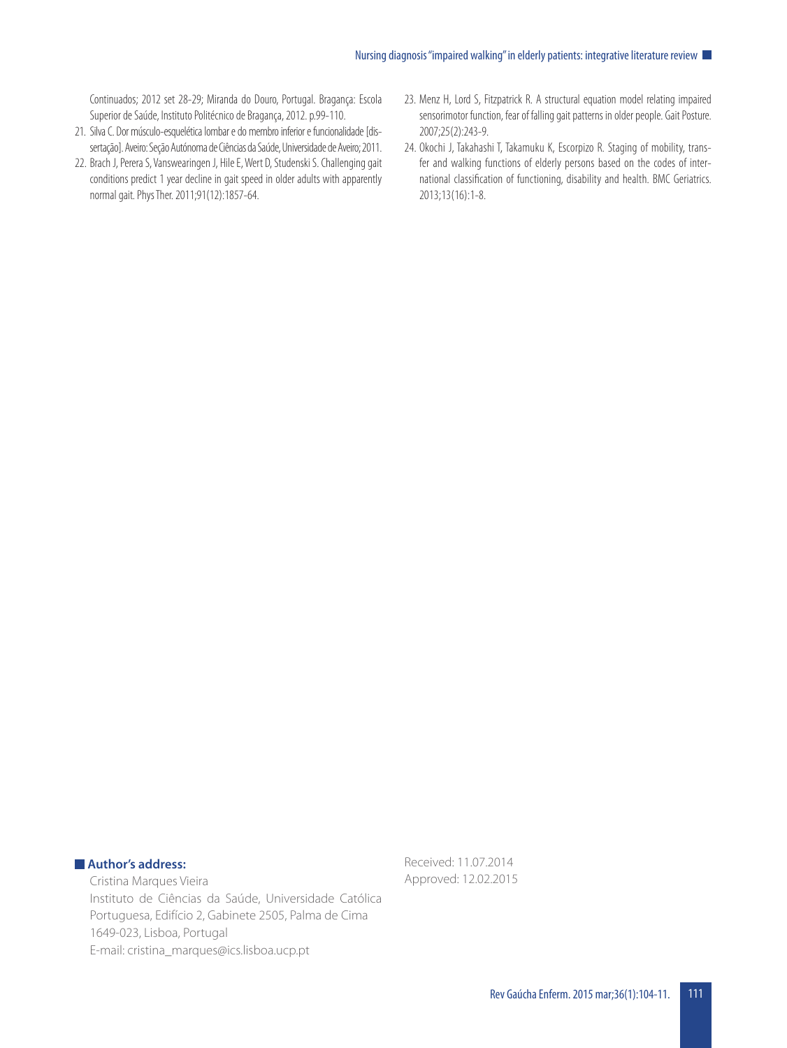Continuados; 2012 set 28-29; Miranda do Douro, Portugal. Bragança: Escola Superior de Saúde, Instituto Politécnico de Bragança, 2012. p.99-110.

21. Silva C. Dor músculo-esquelética lombar e do membro inferior e funcionalidade [dissertação]. Aveiro: Seção Autónoma de Ciências da Saúde, Universidade de Aveiro; 2011.
22. Brach J, Perera S, Vanswearingen J, Hile E, Wert D, Studenski S. Challenging gait conditions predict 1 year decline in gait speed in older adults with apparently normal gait. Phys Ther. 2011;91(12):1857-64.
23. Menz H, Lord S, Fitzpatrick R. A structural equation model relating impaired sensorimotor function, fear of falling gait patterns in older people. Gait Posture. 2007;25(2):243-9.
24. Okochi J, Takahashi T, Takamuku K, Escorpizo R. Staging of mobility, transfer and walking functions of elderly persons based on the codes of international classification of functioning, disability and health. BMC Geriatrics. 2013;13(16):1-8.

**Author's address:**
Cristina Marques Vieira
Instituto de Ciências da Saúde, Universidade Católica Portuguesa, Edifício 2, Gabinete 2505, Palma de Cima
1649-023, Lisboa, Portugal
E-mail: cristina_marques@ics.lisboa.ucp.pt

Received: 11.07.2014
Approved: 12.02.2015